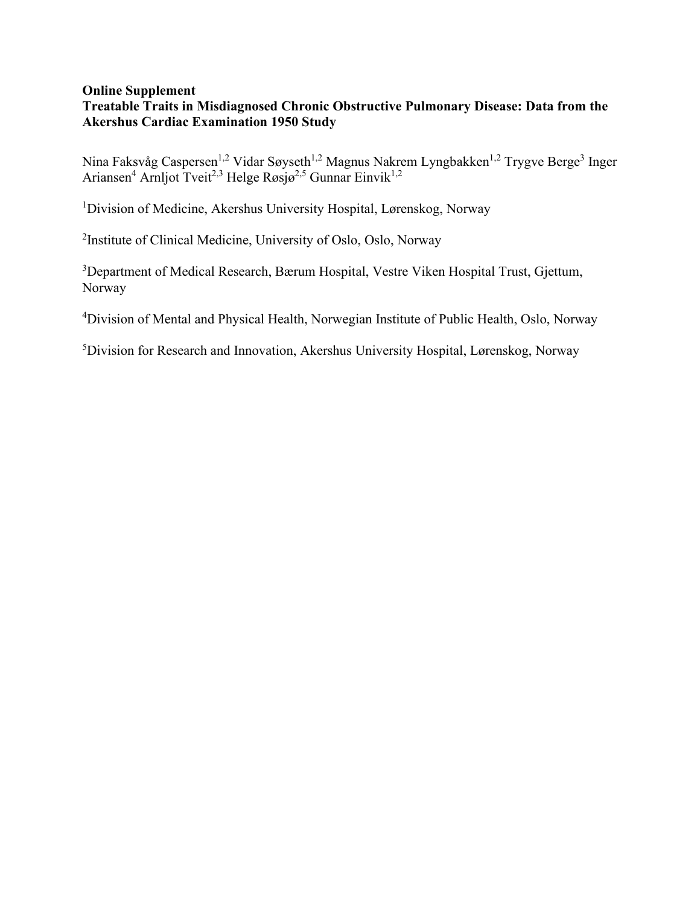**Online Supplement**

**Treatable Traits in Misdiagnosed Chronic Obstructive Pulmonary Disease: Data from the Akershus Cardiac Examination 1950 Study**

Nina Faksvåg Caspersen[1,2] Vidar Søyseth[1,2] Magnus Nakrem Lyngbakken[1,2] Trygve Berge[3] Inger Ariansen[4] Arnljot Tveit[2,3] Helge Røsjø[2,5] Gunnar Einvik[1,2]

[1]Division of Medicine, Akershus University Hospital, Lørenskog, Norway

[2]Institute of Clinical Medicine, University of Oslo, Oslo, Norway

[3]Department of Medical Research, Bærum Hospital, Vestre Viken Hospital Trust, Gjettum, Norway

[4]Division of Mental and Physical Health, Norwegian Institute of Public Health, Oslo, Norway

[5]Division for Research and Innovation, Akershus University Hospital, Lørenskog, Norway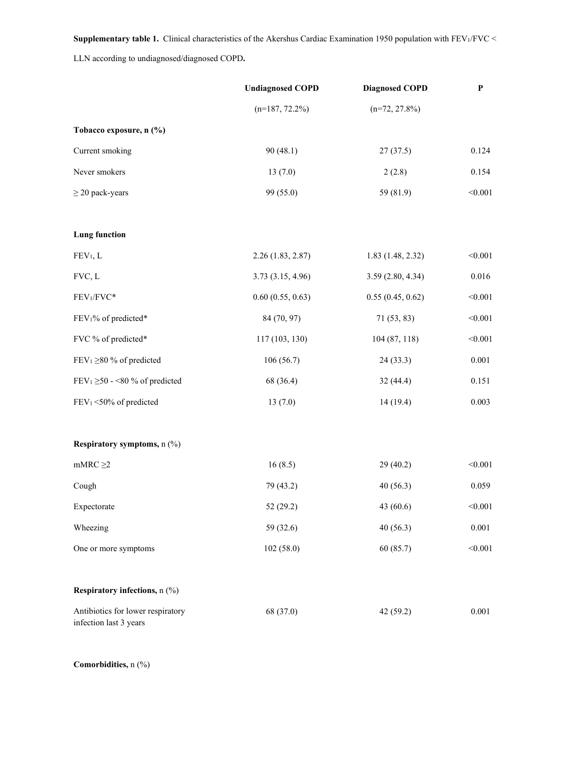**Supplementary table 1.** Clinical characteristics of the Akershus Cardiac Examination 1950 population with $FEV_1/FVC <$ LLN according to undiagnosed/diagnosed COPD**.**

| | **Undiagnosed COPD** | **Diagnosed COPD** | **P** |
|---|---|---|---|
| | (n=187, 72.2%) | (n=72, 27.8%) | |
| **Tobacco exposure, n (%)** | | | |
| Current smoking | 90 (48.1) | 27 (37.5) | 0.124 |
| Never smokers | 13 (7.0) | 2 (2.8) | 0.154 |
| ≥ 20 pack-years | 99 (55.0) | 59 (81.9) | <0.001 |
| | | | |
| **Lung function** | | | |
| $FEV_1$, L | 2.26 (1.83, 2.87) | 1.83 (1.48, 2.32) | <0.001 |
| FVC, L | 3.73 (3.15, 4.96) | 3.59 (2.80, 4.34) | 0.016 |
| $FEV_1/FVC$* | 0.60 (0.55, 0.63) | 0.55 (0.45, 0.62) | <0.001 |
| $FEV_1$% of predicted* | 84 (70, 97) | 71 (53, 83) | <0.001 |
| FVC % of predicted* | 117 (103, 130) | 104 (87, 118) | <0.001 |
| $FEV_1$ ≥80 % of predicted | 106 (56.7) | 24 (33.3) | 0.001 |
| $FEV_1$ ≥50 - <80 % of predicted | 68 (36.4) | 32 (44.4) | 0.151 |
| $FEV_1$ <50% of predicted | 13 (7.0) | 14 (19.4) | 0.003 |
| | | | |
| **Respiratory symptoms,** n (%) | | | |
| mMRC ≥2 | 16 (8.5) | 29 (40.2) | <0.001 |
| Cough | 79 (43.2) | 40 (56.3) | 0.059 |
| Expectorate | 52 (29.2) | 43 (60.6) | <0.001 |
| Wheezing | 59 (32.6) | 40 (56.3) | 0.001 |
| One or more symptoms | 102 (58.0) | 60 (85.7) | <0.001 |
| | | | |
| **Respiratory infections,** n (%) | | | |
| Antibiotics for lower respiratory infection last 3 years | 68 (37.0) | 42 (59.2) | 0.001 |
| | | | |
| **Comorbidities,** n (%) | | | |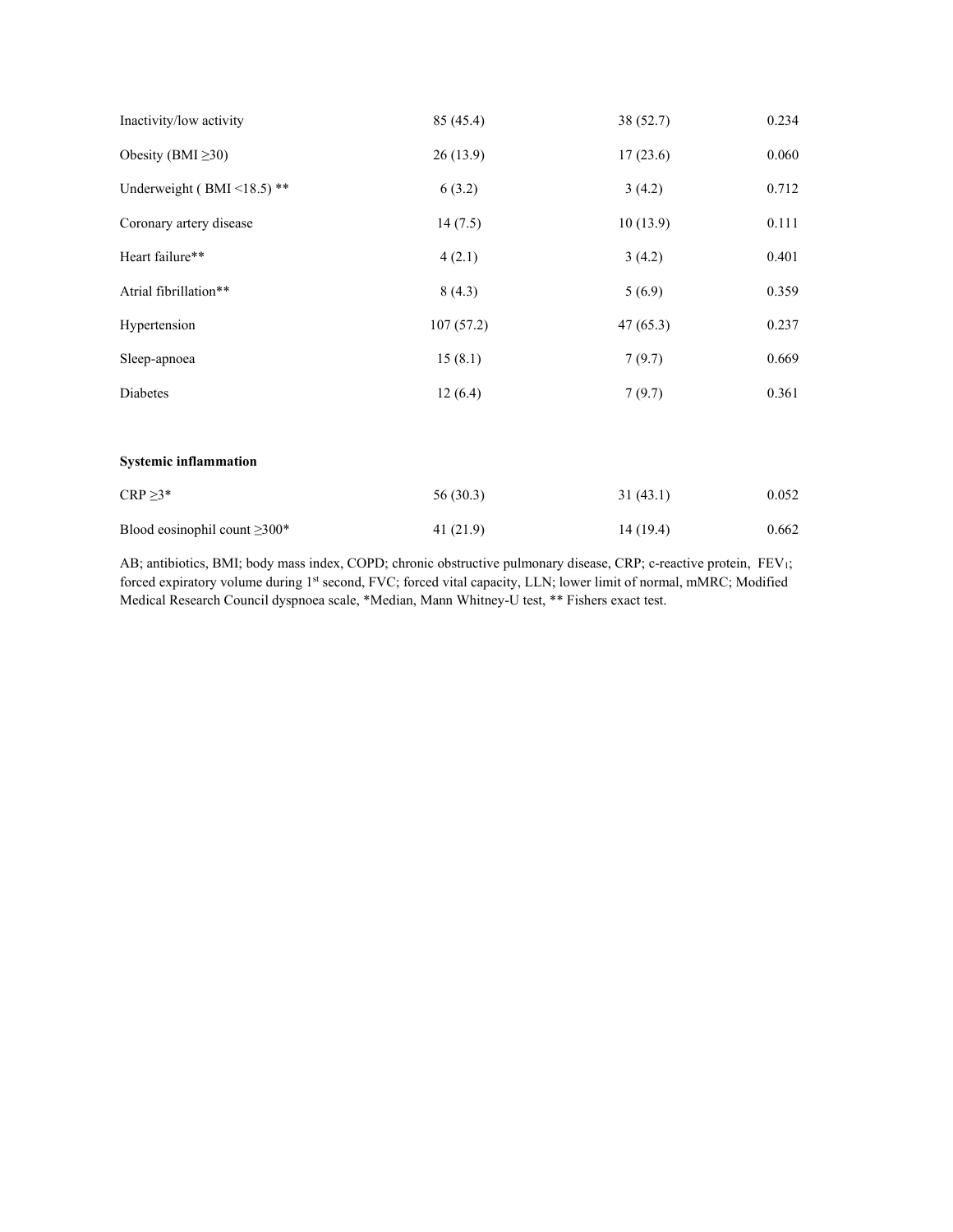| | | | |
|---|---|---|---|
| Inactivity/low activity | 85 (45.4) | 38 (52.7) | 0.234 |
| Obesity (BMI ≥30) | 26 (13.9) | 17 (23.6) | 0.060 |
| Underweight ( BMI <18.5) ** | 6 (3.2) | 3 (4.2) | 0.712 |
| Coronary artery disease | 14 (7.5) | 10 (13.9) | 0.111 |
| Heart failure** | 4 (2.1) | 3 (4.2) | 0.401 |
| Atrial fibrillation** | 8 (4.3) | 5 (6.9) | 0.359 |
| Hypertension | 107 (57.2) | 47 (65.3) | 0.237 |
| Sleep-apnoea | 15 (8.1) | 7 (9.7) | 0.669 |
| Diabetes | 12 (6.4) | 7 (9.7) | 0.361 |
| | | | |
| **Systemic inflammation** | | | |
| CRP ≥3* | 56 (30.3) | 31 (43.1) | 0.052 |
| Blood eosinophil count ≥300* | 41 (21.9) | 14 (19.4) | 0.662 |

AB; antibiotics, BMI; body mass index, COPD; chronic obstructive pulmonary disease, CRP; c-reactive protein, $FEV_1$; forced expiratory volume during 1st second, FVC; forced vital capacity, LLN; lower limit of normal, mMRC; Modified Medical Research Council dyspnoea scale, *Median, Mann Whitney-U test, ** Fishers exact test.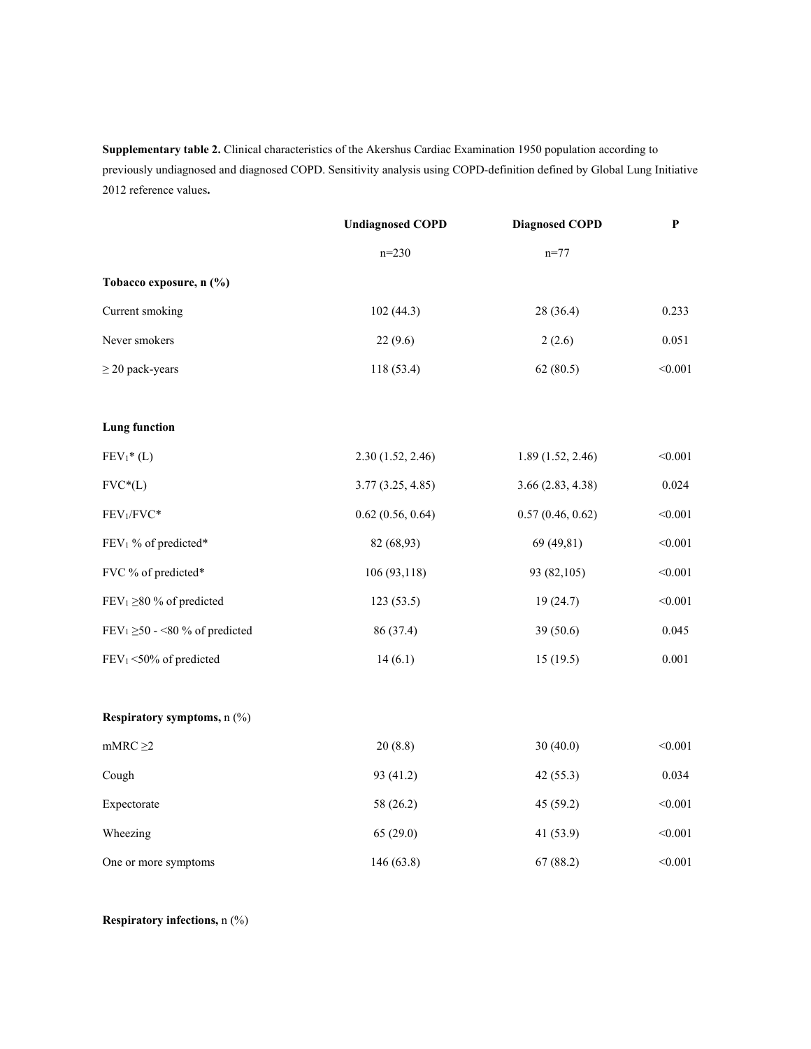**Supplementary table 2.** Clinical characteristics of the Akershus Cardiac Examination 1950 population according to previously undiagnosed and diagnosed COPD. Sensitivity analysis using COPD-definition defined by Global Lung Initiative 2012 reference values**.**

| | Undiagnosed COPD | Diagnosed COPD | P |
|---|---|---|---|
| | n=230 | n=77 | |
| **Tobacco exposure, n (%)** | | | |
| Current smoking | 102 (44.3) | 28 (36.4) | 0.233 |
| Never smokers | 22 (9.6) | 2 (2.6) | 0.051 |
| ≥ 20 pack-years | 118 (53.4) | 62 (80.5) | <0.001 |
| | | | |
| **Lung function** | | | |
| $FEV_1$* (L) | 2.30 (1.52, 2.46) | 1.89 (1.52, 2.46) | <0.001 |
| FVC*(L) | 3.77 (3.25, 4.85) | 3.66 (2.83, 4.38) | 0.024 |
| $FEV_1$/FVC* | 0.62 (0.56, 0.64) | 0.57 (0.46, 0.62) | <0.001 |
| $FEV_1$ % of predicted* | 82 (68,93) | 69 (49,81) | <0.001 |
| FVC % of predicted* | 106 (93,118) | 93 (82,105) | <0.001 |
| $FEV_1$ ≥80 % of predicted | 123 (53.5) | 19 (24.7) | <0.001 |
| $FEV_1$ ≥50 - <80 % of predicted | 86 (37.4) | 39 (50.6) | 0.045 |
| $FEV_1$ <50% of predicted | 14 (6.1) | 15 (19.5) | 0.001 |
| | | | |
| **Respiratory symptoms,** n (%) | | | |
| mMRC ≥2 | 20 (8.8) | 30 (40.0) | <0.001 |
| Cough | 93 (41.2) | 42 (55.3) | 0.034 |
| Expectorate | 58 (26.2) | 45 (59.2) | <0.001 |
| Wheezing | 65 (29.0) | 41 (53.9) | <0.001 |
| One or more symptoms | 146 (63.8) | 67 (88.2) | <0.001 |
| | | | |
| **Respiratory infections,** n (%) | | | |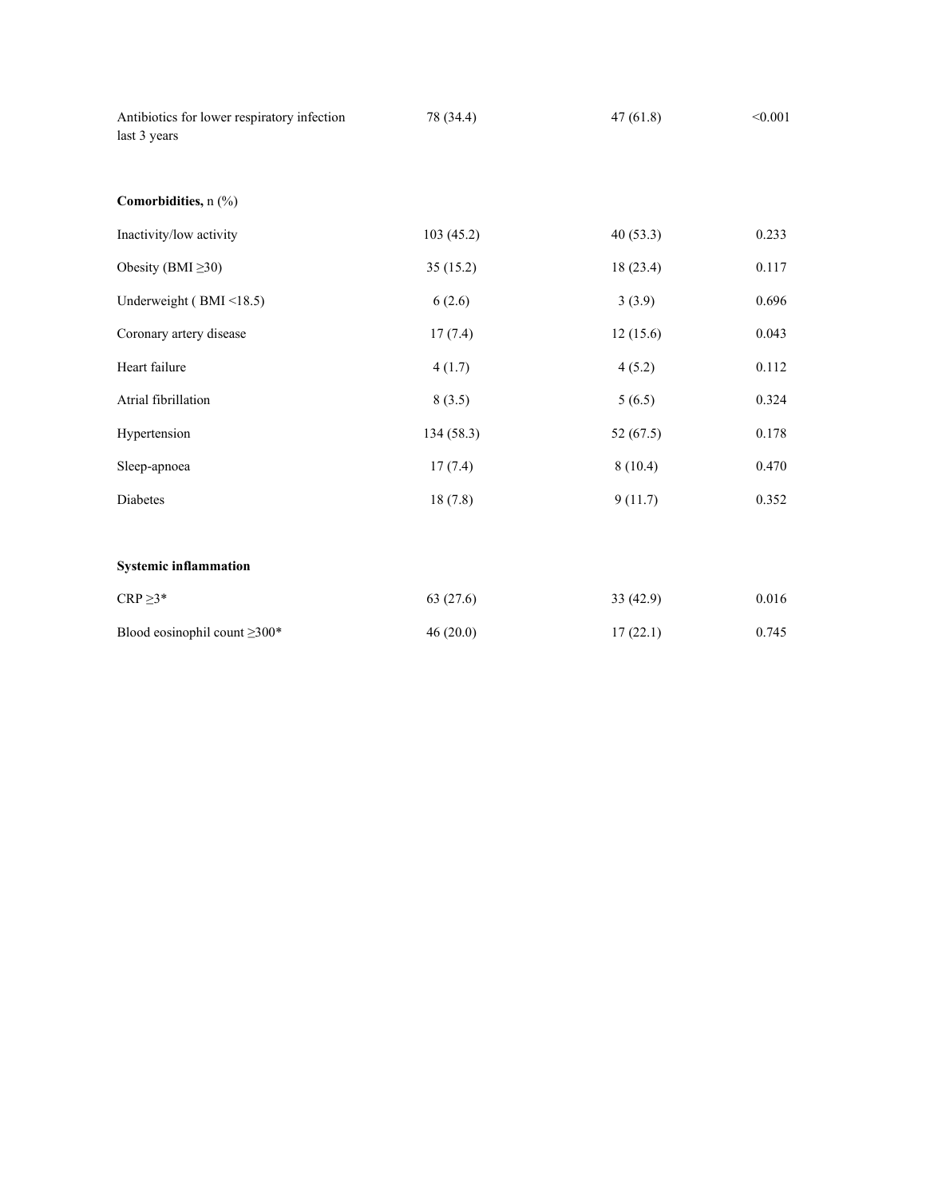| | | | |
|---|---|---|---|
| Antibiotics for lower respiratory infection last 3 years | 78 (34.4) | 47 (61.8) | <0.001 |
| **Comorbidities,** n (%) | | | |
| Inactivity/low activity | 103 (45.2) | 40 (53.3) | 0.233 |
| Obesity (BMI ≥30) | 35 (15.2) | 18 (23.4) | 0.117 |
| Underweight ( BMI <18.5) | 6 (2.6) | 3 (3.9) | 0.696 |
| Coronary artery disease | 17 (7.4) | 12 (15.6) | 0.043 |
| Heart failure | 4 (1.7) | 4 (5.2) | 0.112 |
| Atrial fibrillation | 8 (3.5) | 5 (6.5) | 0.324 |
| Hypertension | 134 (58.3) | 52 (67.5) | 0.178 |
| Sleep-apnoea | 17 (7.4) | 8 (10.4) | 0.470 |
| Diabetes | 18 (7.8) | 9 (11.7) | 0.352 |
| **Systemic inflammation** | | | |
| CRP ≥3* | 63 (27.6) | 33 (42.9) | 0.016 |
| Blood eosinophil count ≥300* | 46 (20.0) | 17 (22.1) | 0.745 |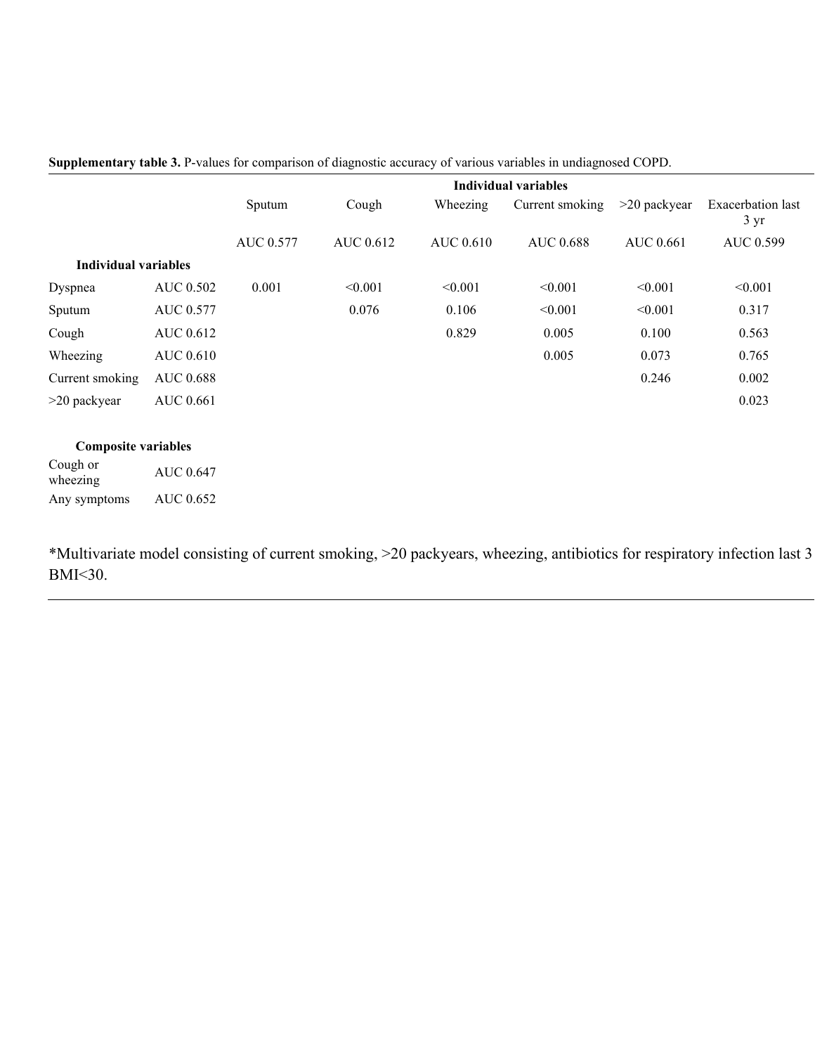**Supplementary table 3.** P-values for comparison of diagnostic accuracy of various variables in undiagnosed COPD.

| | | Individual variables | | | | | |
|---|---|---|---|---|---|---|---|
| | | Sputum | Cough | Wheezing | Current smoking | >20 packyear | Exacerbation last 3 yr |
| | | AUC 0.577 | AUC 0.612 | AUC 0.610 | AUC 0.688 | AUC 0.661 | AUC 0.599 |
| **Individual variables** | | | | | | | |
| Dyspnea | AUC 0.502 | 0.001 | <0.001 | <0.001 | <0.001 | <0.001 | <0.001 |
| Sputum | AUC 0.577 | | 0.076 | 0.106 | <0.001 | <0.001 | 0.317 |
| Cough | AUC 0.612 | | | 0.829 | 0.005 | 0.100 | 0.563 |
| Wheezing | AUC 0.610 | | | | 0.005 | 0.073 | 0.765 |
| Current smoking | AUC 0.688 | | | | | 0.246 | 0.002 |
| >20 packyear | AUC 0.661 | | | | | | 0.023 |
| **Composite variables** | | | | | | | |
| Cough or wheezing | AUC 0.647 | | | | | | |
| Any symptoms | AUC 0.652 | | | | | | |

*Multivariate model consisting of current smoking, >20 packyears, wheezing, antibiotics for respiratory infection last 3 BMI<30.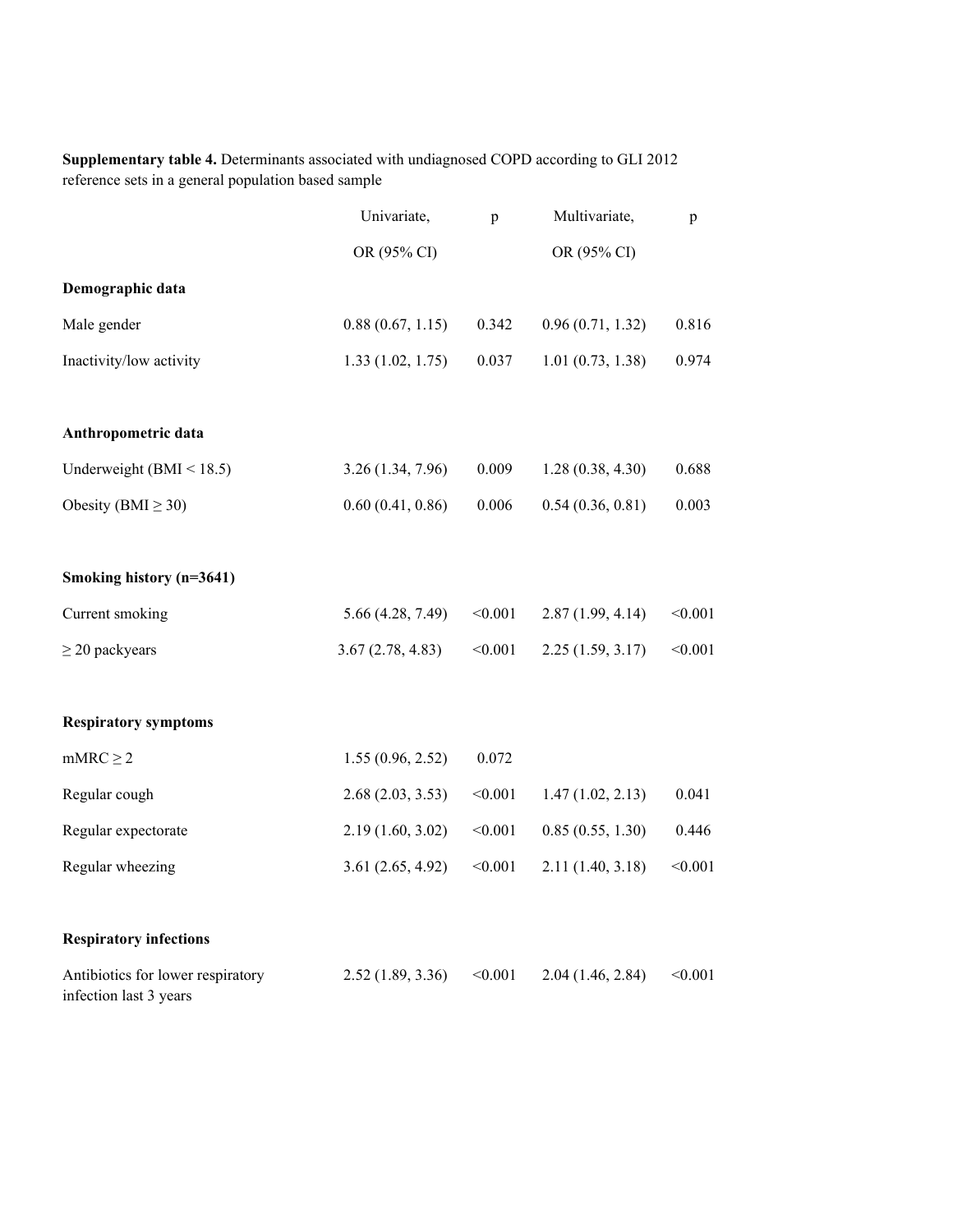**Supplementary table 4.** Determinants associated with undiagnosed COPD according to GLI 2012 reference sets in a general population based sample

| | Univariate, OR (95% CI) | p | Multivariate, OR (95% CI) | p |
|---|---|---|---|---|
| **Demographic data** | | | | |
| Male gender | 0.88 (0.67, 1.15) | 0.342 | 0.96 (0.71, 1.32) | 0.816 |
| Inactivity/low activity | 1.33 (1.02, 1.75) | 0.037 | 1.01 (0.73, 1.38) | 0.974 |
| **Anthropometric data** | | | | |
| Underweight (BMI < 18.5) | 3.26 (1.34, 7.96) | 0.009 | 1.28 (0.38, 4.30) | 0.688 |
| Obesity (BMI ≥ 30) | 0.60 (0.41, 0.86) | 0.006 | 0.54 (0.36, 0.81) | 0.003 |
| **Smoking history (n=3641)** | | | | |
| Current smoking | 5.66 (4.28, 7.49) | <0.001 | 2.87 (1.99, 4.14) | <0.001 |
| ≥ 20 packyears | 3.67 (2.78, 4.83) | <0.001 | 2.25 (1.59, 3.17) | <0.001 |
| **Respiratory symptoms** | | | | |
| mMRC ≥ 2 | 1.55 (0.96, 2.52) | 0.072 | | |
| Regular cough | 2.68 (2.03, 3.53) | <0.001 | 1.47 (1.02, 2.13) | 0.041 |
| Regular expectorate | 2.19 (1.60, 3.02) | <0.001 | 0.85 (0.55, 1.30) | 0.446 |
| Regular wheezing | 3.61 (2.65, 4.92) | <0.001 | 2.11 (1.40, 3.18) | <0.001 |
| **Respiratory infections** | | | | |
| Antibiotics for lower respiratory infection last 3 years | 2.52 (1.89, 3.36) | <0.001 | 2.04 (1.46, 2.84) | <0.001 |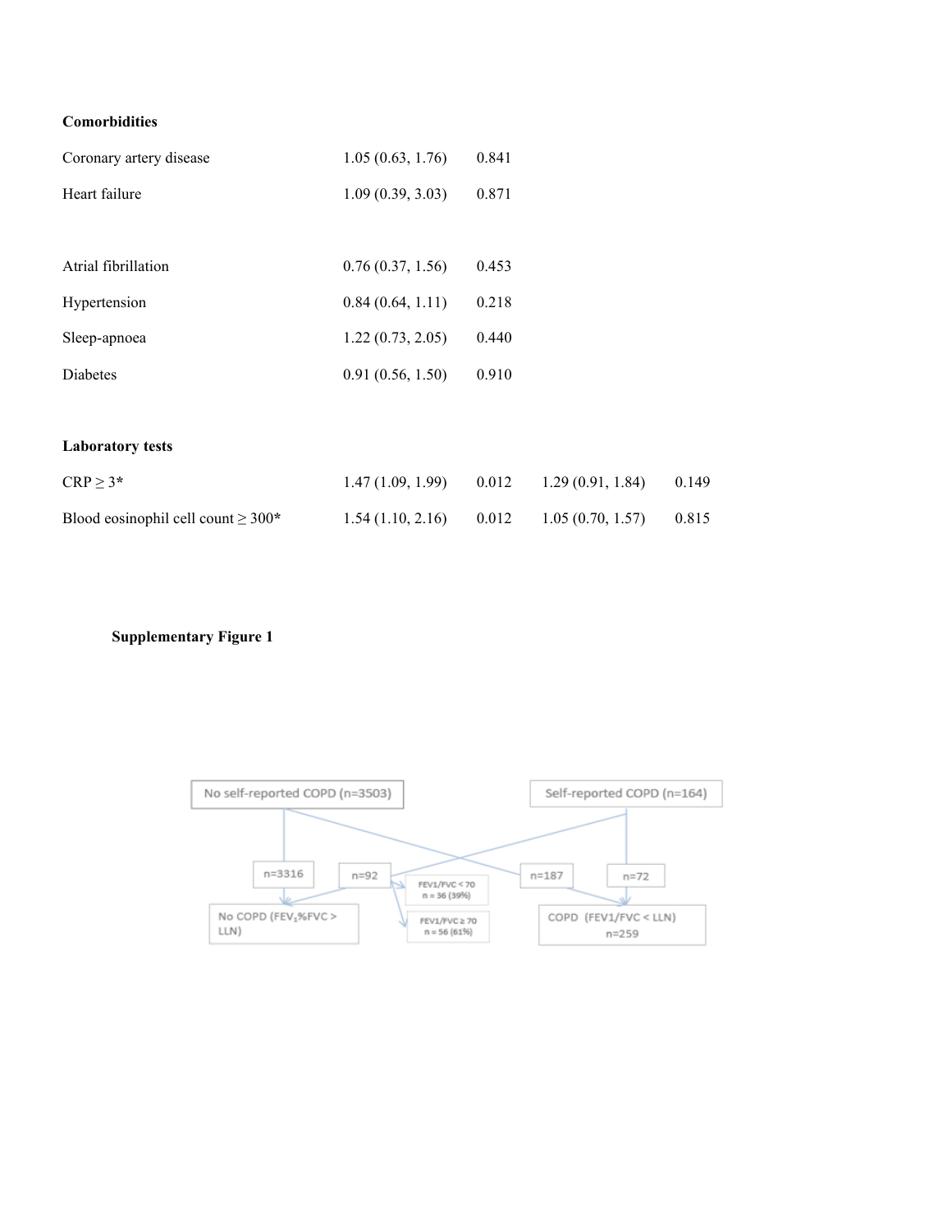| | | | | |
|---|---|---|---|---|
| **Comorbidities** | | | | |
| Coronary artery disease | 1.05 (0.63, 1.76) | 0.841 | | |
| Heart failure | 1.09 (0.39, 3.03) | 0.871 | | |
| Atrial fibrillation | 0.76 (0.37, 1.56) | 0.453 | | |
| Hypertension | 0.84 (0.64, 1.11) | 0.218 | | |
| Sleep-apnoea | 1.22 (0.73, 2.05) | 0.440 | | |
| Diabetes | 0.91 (0.56, 1.50) | 0.910 | | |
| **Laboratory tests** | | | | |
| CRP ≥ 3* | 1.47 (1.09, 1.99) | 0.012 | 1.29 (0.91, 1.84) | 0.149 |
| Blood eosinophil cell count ≥ 300* | 1.54 (1.10, 2.16) | 0.012 | 1.05 (0.70, 1.57) | 0.815 |

**Supplementary Figure 1**

No self-reported COPD (n=3503)

Self-reported COPD (n=164)

n=3316

n=92

FEV1/FVC < 70
n = 36 (39%)

FEV1/FVC ≥ 70
n = 56 (61%)

n=187

n=72

No COPD ($FEV_1$%FVC > LLN)

COPD (FEV1/FVC < LLN)
n=259